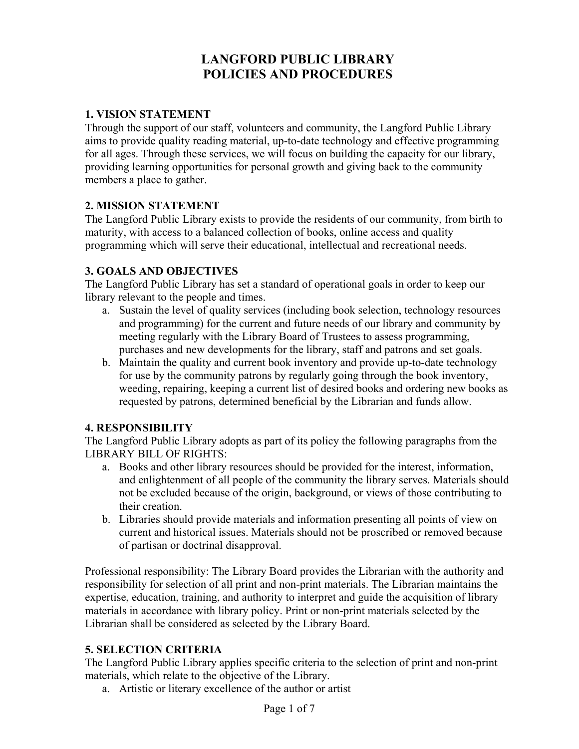# LANGFORD PUBLIC LIBRARY
# POLICIES AND PROCEDURES

## 1. VISION STATEMENT

Through the support of our staff, volunteers and community, the Langford Public Library aims to provide quality reading material, up-to-date technology and effective programming for all ages. Through these services, we will focus on building the capacity for our library, providing learning opportunities for personal growth and giving back to the community members a place to gather.

## 2. MISSION STATEMENT

The Langford Public Library exists to provide the residents of our community, from birth to maturity, with access to a balanced collection of books, online access and quality programming which will serve their educational, intellectual and recreational needs.

## 3. GOALS AND OBJECTIVES

The Langford Public Library has set a standard of operational goals in order to keep our library relevant to the people and times.

a. Sustain the level of quality services (including book selection, technology resources and programming) for the current and future needs of our library and community by meeting regularly with the Library Board of Trustees to assess programming, purchases and new developments for the library, staff and patrons and set goals.

b. Maintain the quality and current book inventory and provide up-to-date technology for use by the community patrons by regularly going through the book inventory, weeding, repairing, keeping a current list of desired books and ordering new books as requested by patrons, determined beneficial by the Librarian and funds allow.

## 4. RESPONSIBILITY

The Langford Public Library adopts as part of its policy the following paragraphs from the LIBRARY BILL OF RIGHTS:

a. Books and other library resources should be provided for the interest, information, and enlightenment of all people of the community the library serves. Materials should not be excluded because of the origin, background, or views of those contributing to their creation.

b. Libraries should provide materials and information presenting all points of view on current and historical issues. Materials should not be proscribed or removed because of partisan or doctrinal disapproval.

Professional responsibility: The Library Board provides the Librarian with the authority and responsibility for selection of all print and non-print materials. The Librarian maintains the expertise, education, training, and authority to interpret and guide the acquisition of library materials in accordance with library policy. Print or non-print materials selected by the Librarian shall be considered as selected by the Library Board.

## 5. SELECTION CRITERIA

The Langford Public Library applies specific criteria to the selection of print and non-print materials, which relate to the objective of the Library.

a. Artistic or literary excellence of the author or artist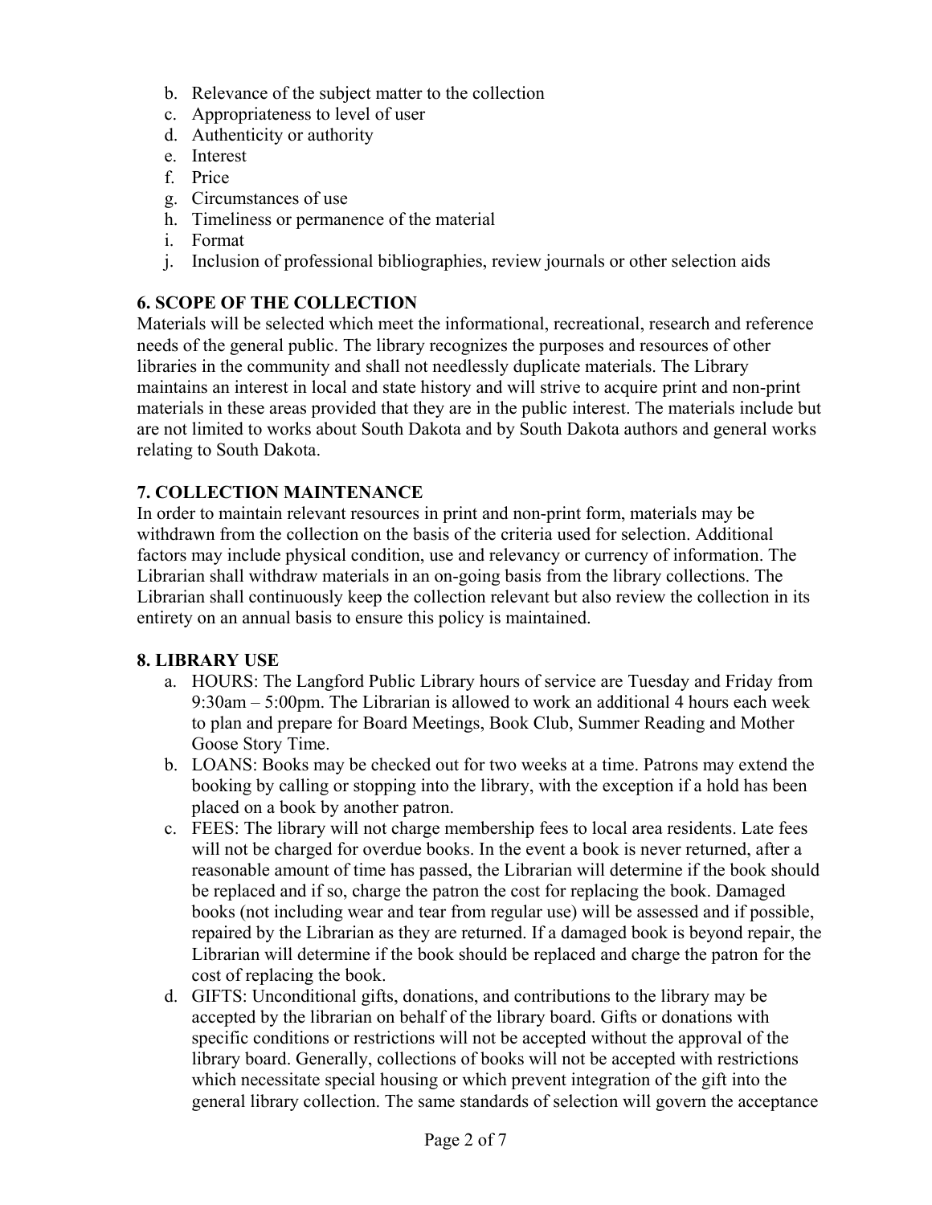b. Relevance of the subject matter to the collection
c. Appropriateness to level of user
d. Authenticity or authority
e. Interest
f. Price
g. Circumstances of use
h. Timeliness or permanence of the material
i. Format
j. Inclusion of professional bibliographies, review journals or other selection aids

## 6. SCOPE OF THE COLLECTION

Materials will be selected which meet the informational, recreational, research and reference needs of the general public. The library recognizes the purposes and resources of other libraries in the community and shall not needlessly duplicate materials. The Library maintains an interest in local and state history and will strive to acquire print and non-print materials in these areas provided that they are in the public interest. The materials include but are not limited to works about South Dakota and by South Dakota authors and general works relating to South Dakota.

## 7. COLLECTION MAINTENANCE

In order to maintain relevant resources in print and non-print form, materials may be withdrawn from the collection on the basis of the criteria used for selection. Additional factors may include physical condition, use and relevancy or currency of information. The Librarian shall withdraw materials in an on-going basis from the library collections. The Librarian shall continuously keep the collection relevant but also review the collection in its entirety on an annual basis to ensure this policy is maintained.

## 8. LIBRARY USE

a. HOURS: The Langford Public Library hours of service are Tuesday and Friday from 9:30am – 5:00pm. The Librarian is allowed to work an additional 4 hours each week to plan and prepare for Board Meetings, Book Club, Summer Reading and Mother Goose Story Time.
b. LOANS: Books may be checked out for two weeks at a time. Patrons may extend the booking by calling or stopping into the library, with the exception if a hold has been placed on a book by another patron.
c. FEES: The library will not charge membership fees to local area residents. Late fees will not be charged for overdue books. In the event a book is never returned, after a reasonable amount of time has passed, the Librarian will determine if the book should be replaced and if so, charge the patron the cost for replacing the book. Damaged books (not including wear and tear from regular use) will be assessed and if possible, repaired by the Librarian as they are returned. If a damaged book is beyond repair, the Librarian will determine if the book should be replaced and charge the patron for the cost of replacing the book.
d. GIFTS: Unconditional gifts, donations, and contributions to the library may be accepted by the librarian on behalf of the library board. Gifts or donations with specific conditions or restrictions will not be accepted without the approval of the library board. Generally, collections of books will not be accepted with restrictions which necessitate special housing or which prevent integration of the gift into the general library collection. The same standards of selection will govern the acceptance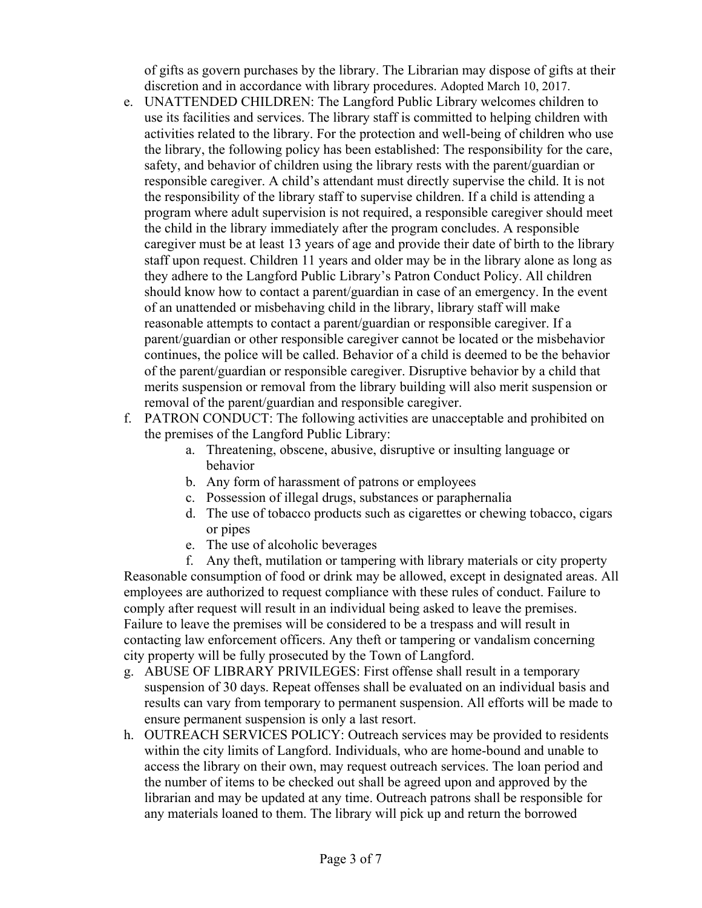of gifts as govern purchases by the library. The Librarian may dispose of gifts at their discretion and in accordance with library procedures. Adopted March 10, 2017.

e. UNATTENDED CHILDREN: The Langford Public Library welcomes children to use its facilities and services. The library staff is committed to helping children with activities related to the library. For the protection and well-being of children who use the library, the following policy has been established: The responsibility for the care, safety, and behavior of children using the library rests with the parent/guardian or responsible caregiver. A child's attendant must directly supervise the child. It is not the responsibility of the library staff to supervise children. If a child is attending a program where adult supervision is not required, a responsible caregiver should meet the child in the library immediately after the program concludes. A responsible caregiver must be at least 13 years of age and provide their date of birth to the library staff upon request. Children 11 years and older may be in the library alone as long as they adhere to the Langford Public Library's Patron Conduct Policy. All children should know how to contact a parent/guardian in case of an emergency. In the event of an unattended or misbehaving child in the library, library staff will make reasonable attempts to contact a parent/guardian or responsible caregiver. If a parent/guardian or other responsible caregiver cannot be located or the misbehavior continues, the police will be called. Behavior of a child is deemed to be the behavior of the parent/guardian or responsible caregiver. Disruptive behavior by a child that merits suspension or removal from the library building will also merit suspension or removal of the parent/guardian and responsible caregiver.

f. PATRON CONDUCT: The following activities are unacceptable and prohibited on the premises of the Langford Public Library:
    a. Threatening, obscene, abusive, disruptive or insulting language or behavior
    b. Any form of harassment of patrons or employees
    c. Possession of illegal drugs, substances or paraphernalia
    d. The use of tobacco products such as cigarettes or chewing tobacco, cigars or pipes
    e. The use of alcoholic beverages
    f. Any theft, mutilation or tampering with library materials or city property

Reasonable consumption of food or drink may be allowed, except in designated areas. All employees are authorized to request compliance with these rules of conduct. Failure to comply after request will result in an individual being asked to leave the premises. Failure to leave the premises will be considered to be a trespass and will result in contacting law enforcement officers. Any theft or tampering or vandalism concerning city property will be fully prosecuted by the Town of Langford.

g. ABUSE OF LIBRARY PRIVILEGES: First offense shall result in a temporary suspension of 30 days. Repeat offenses shall be evaluated on an individual basis and results can vary from temporary to permanent suspension. All efforts will be made to ensure permanent suspension is only a last resort.

h. OUTREACH SERVICES POLICY: Outreach services may be provided to residents within the city limits of Langford. Individuals, who are home-bound and unable to access the library on their own, may request outreach services. The loan period and the number of items to be checked out shall be agreed upon and approved by the librarian and may be updated at any time. Outreach patrons shall be responsible for any materials loaned to them. The library will pick up and return the borrowed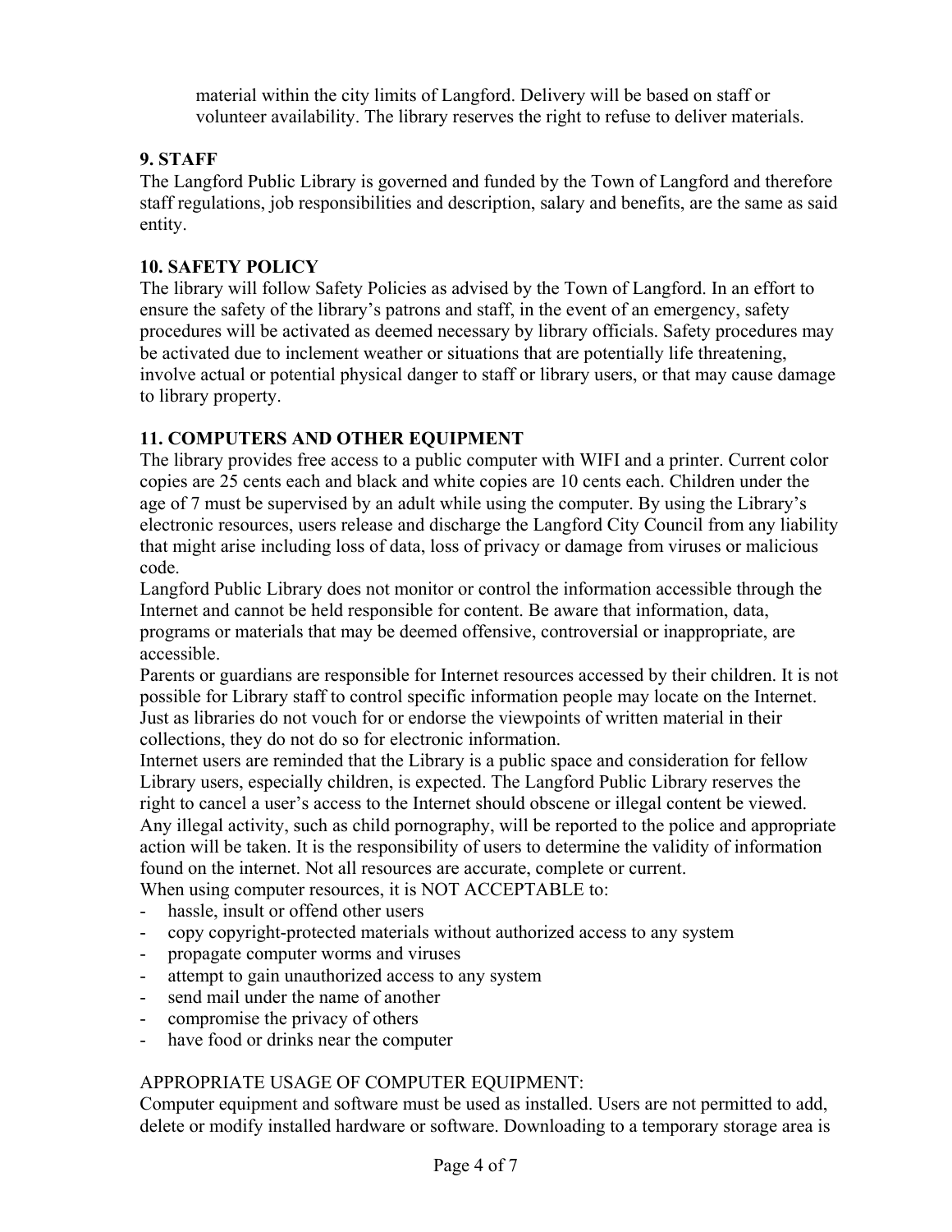material within the city limits of Langford. Delivery will be based on staff or volunteer availability. The library reserves the right to refuse to deliver materials.

**9. STAFF**

The Langford Public Library is governed and funded by the Town of Langford and therefore staff regulations, job responsibilities and description, salary and benefits, are the same as said entity.

**10. SAFETY POLICY**

The library will follow Safety Policies as advised by the Town of Langford. In an effort to ensure the safety of the library's patrons and staff, in the event of an emergency, safety procedures will be activated as deemed necessary by library officials. Safety procedures may be activated due to inclement weather or situations that are potentially life threatening, involve actual or potential physical danger to staff or library users, or that may cause damage to library property.

**11. COMPUTERS AND OTHER EQUIPMENT**

The library provides free access to a public computer with WIFI and a printer. Current color copies are 25 cents each and black and white copies are 10 cents each. Children under the age of 7 must be supervised by an adult while using the computer. By using the Library's electronic resources, users release and discharge the Langford City Council from any liability that might arise including loss of data, loss of privacy or damage from viruses or malicious code.

Langford Public Library does not monitor or control the information accessible through the Internet and cannot be held responsible for content. Be aware that information, data, programs or materials that may be deemed offensive, controversial or inappropriate, are accessible.

Parents or guardians are responsible for Internet resources accessed by their children. It is not possible for Library staff to control specific information people may locate on the Internet. Just as libraries do not vouch for or endorse the viewpoints of written material in their collections, they do not do so for electronic information.

Internet users are reminded that the Library is a public space and consideration for fellow Library users, especially children, is expected. The Langford Public Library reserves the right to cancel a user's access to the Internet should obscene or illegal content be viewed. Any illegal activity, such as child pornography, will be reported to the police and appropriate action will be taken. It is the responsibility of users to determine the validity of information found on the internet. Not all resources are accurate, complete or current.

When using computer resources, it is NOT ACCEPTABLE to:

- hassle, insult or offend other users
- copy copyright-protected materials without authorized access to any system
- propagate computer worms and viruses
- attempt to gain unauthorized access to any system
- send mail under the name of another
- compromise the privacy of others
- have food or drinks near the computer

APPROPRIATE USAGE OF COMPUTER EQUIPMENT:

Computer equipment and software must be used as installed. Users are not permitted to add, delete or modify installed hardware or software. Downloading to a temporary storage area is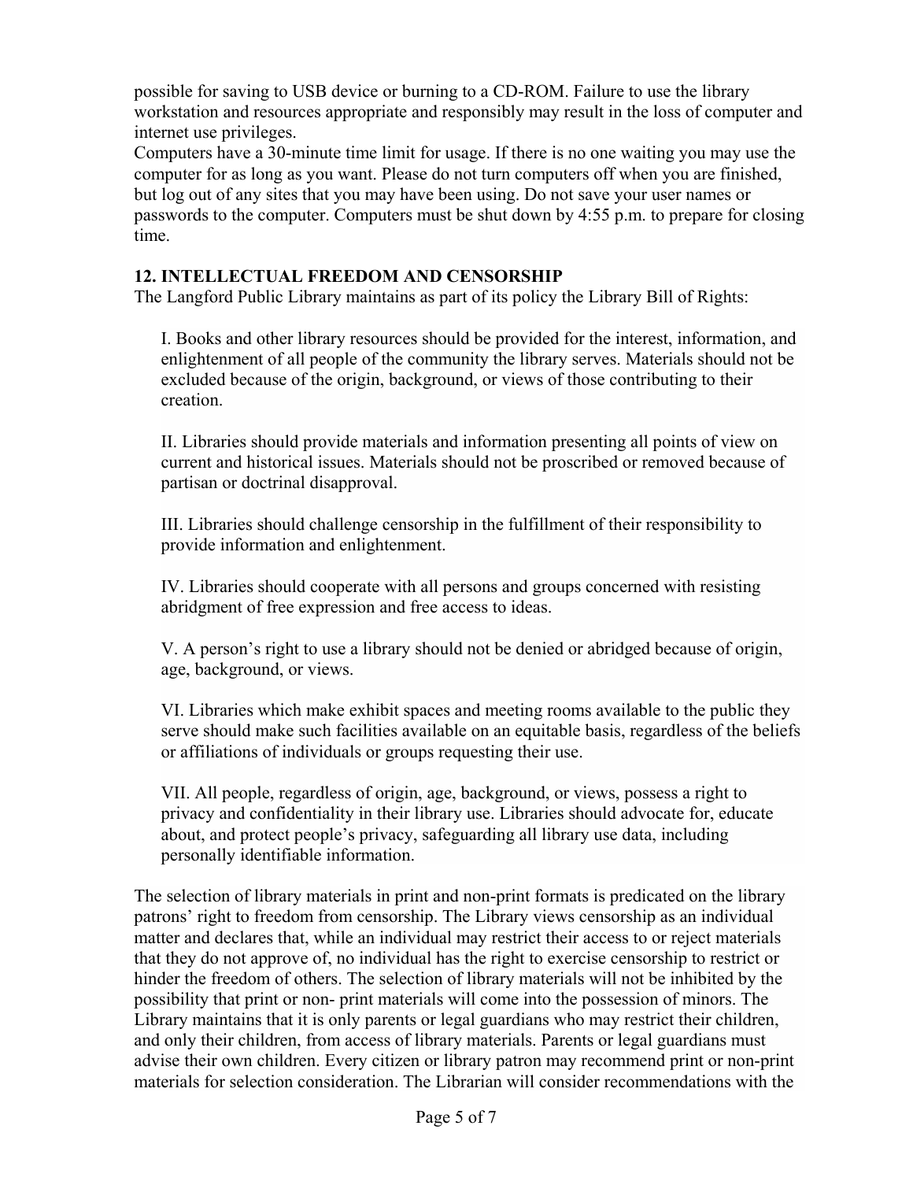possible for saving to USB device or burning to a CD-ROM. Failure to use the library workstation and resources appropriate and responsibly may result in the loss of computer and internet use privileges.
Computers have a 30-minute time limit for usage. If there is no one waiting you may use the computer for as long as you want. Please do not turn computers off when you are finished, but log out of any sites that you may have been using. Do not save your user names or passwords to the computer. Computers must be shut down by 4:55 p.m. to prepare for closing time.

### 12. INTELLECTUAL FREEDOM AND CENSORSHIP

The Langford Public Library maintains as part of its policy the Library Bill of Rights:

> I. Books and other library resources should be provided for the interest, information, and enlightenment of all people of the community the library serves. Materials should not be excluded because of the origin, background, or views of those contributing to their creation.
>
> II. Libraries should provide materials and information presenting all points of view on current and historical issues. Materials should not be proscribed or removed because of partisan or doctrinal disapproval.
>
> III. Libraries should challenge censorship in the fulfillment of their responsibility to provide information and enlightenment.
>
> IV. Libraries should cooperate with all persons and groups concerned with resisting abridgment of free expression and free access to ideas.
>
> V. A person's right to use a library should not be denied or abridged because of origin, age, background, or views.
>
> VI. Libraries which make exhibit spaces and meeting rooms available to the public they serve should make such facilities available on an equitable basis, regardless of the beliefs or affiliations of individuals or groups requesting their use.
>
> VII. All people, regardless of origin, age, background, or views, possess a right to privacy and confidentiality in their library use. Libraries should advocate for, educate about, and protect people's privacy, safeguarding all library use data, including personally identifiable information.

The selection of library materials in print and non-print formats is predicated on the library patrons' right to freedom from censorship. The Library views censorship as an individual matter and declares that, while an individual may restrict their access to or reject materials that they do not approve of, no individual has the right to exercise censorship to restrict or hinder the freedom of others. The selection of library materials will not be inhibited by the possibility that print or non- print materials will come into the possession of minors. The Library maintains that it is only parents or legal guardians who may restrict their children, and only their children, from access of library materials. Parents or legal guardians must advise their own children. Every citizen or library patron may recommend print or non-print materials for selection consideration. The Librarian will consider recommendations with the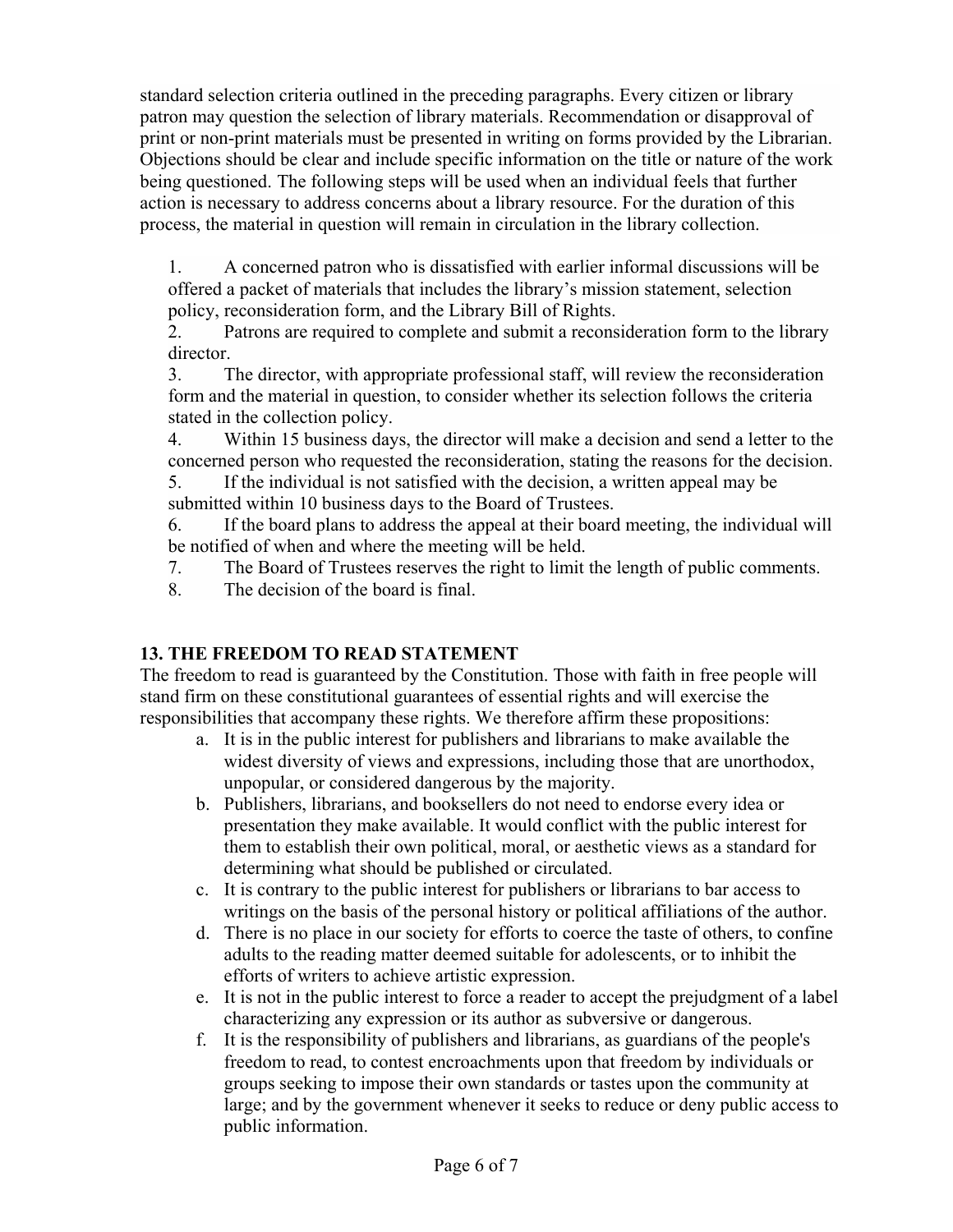standard selection criteria outlined in the preceding paragraphs. Every citizen or library patron may question the selection of library materials. Recommendation or disapproval of print or non-print materials must be presented in writing on forms provided by the Librarian. Objections should be clear and include specific information on the title or nature of the work being questioned. The following steps will be used when an individual feels that further action is necessary to address concerns about a library resource. For the duration of this process, the material in question will remain in circulation in the library collection.

1. A concerned patron who is dissatisfied with earlier informal discussions will be offered a packet of materials that includes the library's mission statement, selection policy, reconsideration form, and the Library Bill of Rights.
2. Patrons are required to complete and submit a reconsideration form to the library director.
3. The director, with appropriate professional staff, will review the reconsideration form and the material in question, to consider whether its selection follows the criteria stated in the collection policy.
4. Within 15 business days, the director will make a decision and send a letter to the concerned person who requested the reconsideration, stating the reasons for the decision.
5. If the individual is not satisfied with the decision, a written appeal may be submitted within 10 business days to the Board of Trustees.
6. If the board plans to address the appeal at their board meeting, the individual will be notified of when and where the meeting will be held.
7. The Board of Trustees reserves the right to limit the length of public comments.
8. The decision of the board is final.

## 13. THE FREEDOM TO READ STATEMENT

The freedom to read is guaranteed by the Constitution. Those with faith in free people will stand firm on these constitutional guarantees of essential rights and will exercise the responsibilities that accompany these rights. We therefore affirm these propositions:

a. It is in the public interest for publishers and librarians to make available the widest diversity of views and expressions, including those that are unorthodox, unpopular, or considered dangerous by the majority.
b. Publishers, librarians, and booksellers do not need to endorse every idea or presentation they make available. It would conflict with the public interest for them to establish their own political, moral, or aesthetic views as a standard for determining what should be published or circulated.
c. It is contrary to the public interest for publishers or librarians to bar access to writings on the basis of the personal history or political affiliations of the author.
d. There is no place in our society for efforts to coerce the taste of others, to confine adults to the reading matter deemed suitable for adolescents, or to inhibit the efforts of writers to achieve artistic expression.
e. It is not in the public interest to force a reader to accept the prejudgment of a label characterizing any expression or its author as subversive or dangerous.
f. It is the responsibility of publishers and librarians, as guardians of the people's freedom to read, to contest encroachments upon that freedom by individuals or groups seeking to impose their own standards or tastes upon the community at large; and by the government whenever it seeks to reduce or deny public access to public information.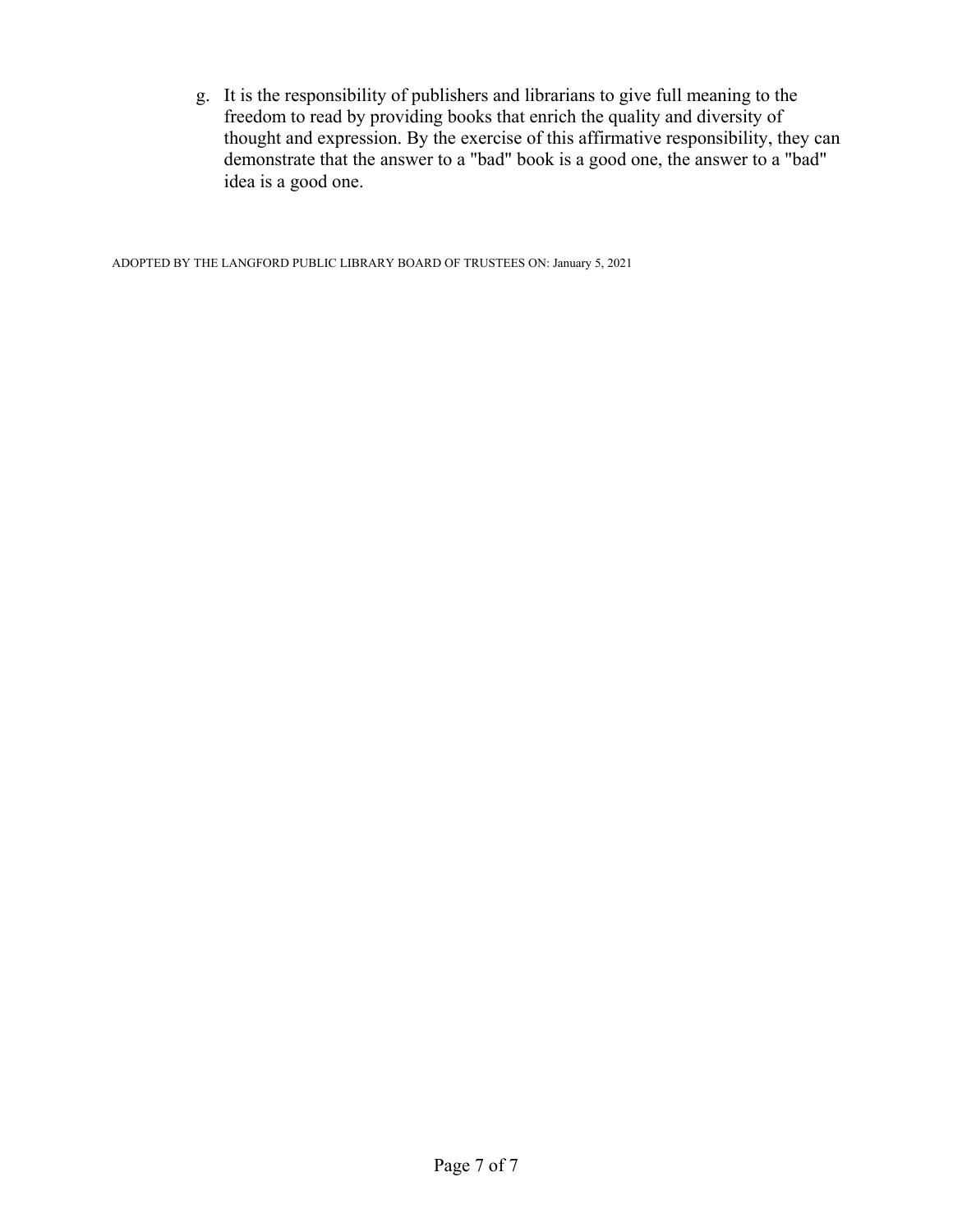g. It is the responsibility of publishers and librarians to give full meaning to the freedom to read by providing books that enrich the quality and diversity of thought and expression. By the exercise of this affirmative responsibility, they can demonstrate that the answer to a "bad" book is a good one, the answer to a "bad" idea is a good one.

ADOPTED BY THE LANGFORD PUBLIC LIBRARY BOARD OF TRUSTEES ON: January 5, 2021